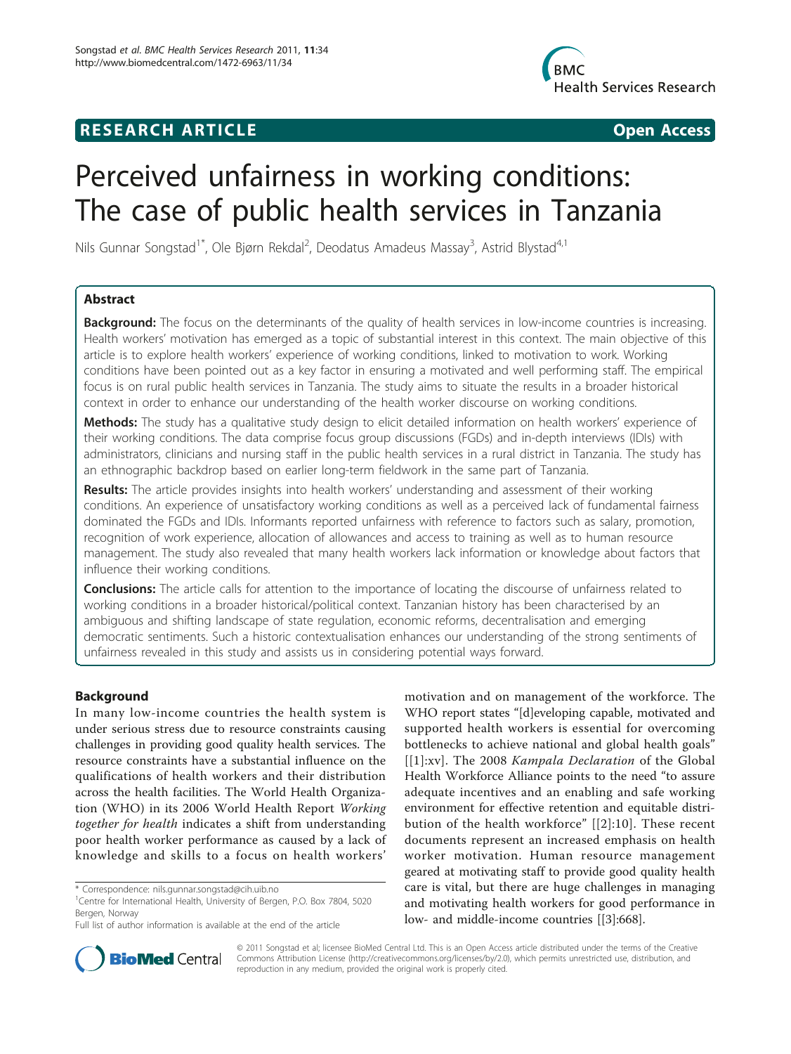**RESEARCH ARTICLE** **Open Access**

# Perceived unfairness in working conditions: The case of public health services in Tanzania

Nils Gunnar Songstad[1*], Ole Bjørn Rekdal[2], Deodatus Amadeus Massay[3], Astrid Blystad[4,1]

## Abstract

**Background:** The focus on the determinants of the quality of health services in low-income countries is increasing. Health workers' motivation has emerged as a topic of substantial interest in this context. The main objective of this article is to explore health workers' experience of working conditions, linked to motivation to work. Working conditions have been pointed out as a key factor in ensuring a motivated and well performing staff. The empirical focus is on rural public health services in Tanzania. The study aims to situate the results in a broader historical context in order to enhance our understanding of the health worker discourse on working conditions.

**Methods:** The study has a qualitative study design to elicit detailed information on health workers' experience of their working conditions. The data comprise focus group discussions (FGDs) and in-depth interviews (IDIs) with administrators, clinicians and nursing staff in the public health services in a rural district in Tanzania. The study has an ethnographic backdrop based on earlier long-term fieldwork in the same part of Tanzania.

**Results:** The article provides insights into health workers' understanding and assessment of their working conditions. An experience of unsatisfactory working conditions as well as a perceived lack of fundamental fairness dominated the FGDs and IDIs. Informants reported unfairness with reference to factors such as salary, promotion, recognition of work experience, allocation of allowances and access to training as well as to human resource management. The study also revealed that many health workers lack information or knowledge about factors that influence their working conditions.

**Conclusions:** The article calls for attention to the importance of locating the discourse of unfairness related to working conditions in a broader historical/political context. Tanzanian history has been characterised by an ambiguous and shifting landscape of state regulation, economic reforms, decentralisation and emerging democratic sentiments. Such a historic contextualisation enhances our understanding of the strong sentiments of unfairness revealed in this study and assists us in considering potential ways forward.

## Background

In many low-income countries the health system is under serious stress due to resource constraints causing challenges in providing good quality health services. The resource constraints have a substantial influence on the qualifications of health workers and their distribution across the health facilities. The World Health Organization (WHO) in its 2006 World Health Report *Working together for health* indicates a shift from understanding poor health worker performance as caused by a lack of knowledge and skills to a focus on health workers' motivation and on management of the workforce. The WHO report states "[d]eveloping capable, motivated and supported health workers is essential for overcoming bottlenecks to achieve national and global health goals" [[1]:xv]. The 2008 *Kampala Declaration* of the Global Health Workforce Alliance points to the need "to assure adequate incentives and an enabling and safe working environment for effective retention and equitable distribution of the health workforce" [[2]:10]. These recent documents represent an increased emphasis on health worker motivation. Human resource management geared at motivating staff to provide good quality health care is vital, but there are huge challenges in managing and motivating health workers for good performance in low- and middle-income countries [[3]:668].

\* Correspondence: nils.gunnar.songstad@cih.uib.no
[1]Centre for International Health, University of Bergen, P.O. Box 7804, 5020 Bergen, Norway
Full list of author information is available at the end of the article

© 2011 Songstad et al; licensee BioMed Central Ltd. This is an Open Access article distributed under the terms of the Creative Commons Attribution License (http://creativecommons.org/licenses/by/2.0), which permits unrestricted use, distribution, and reproduction in any medium, provided the original work is properly cited.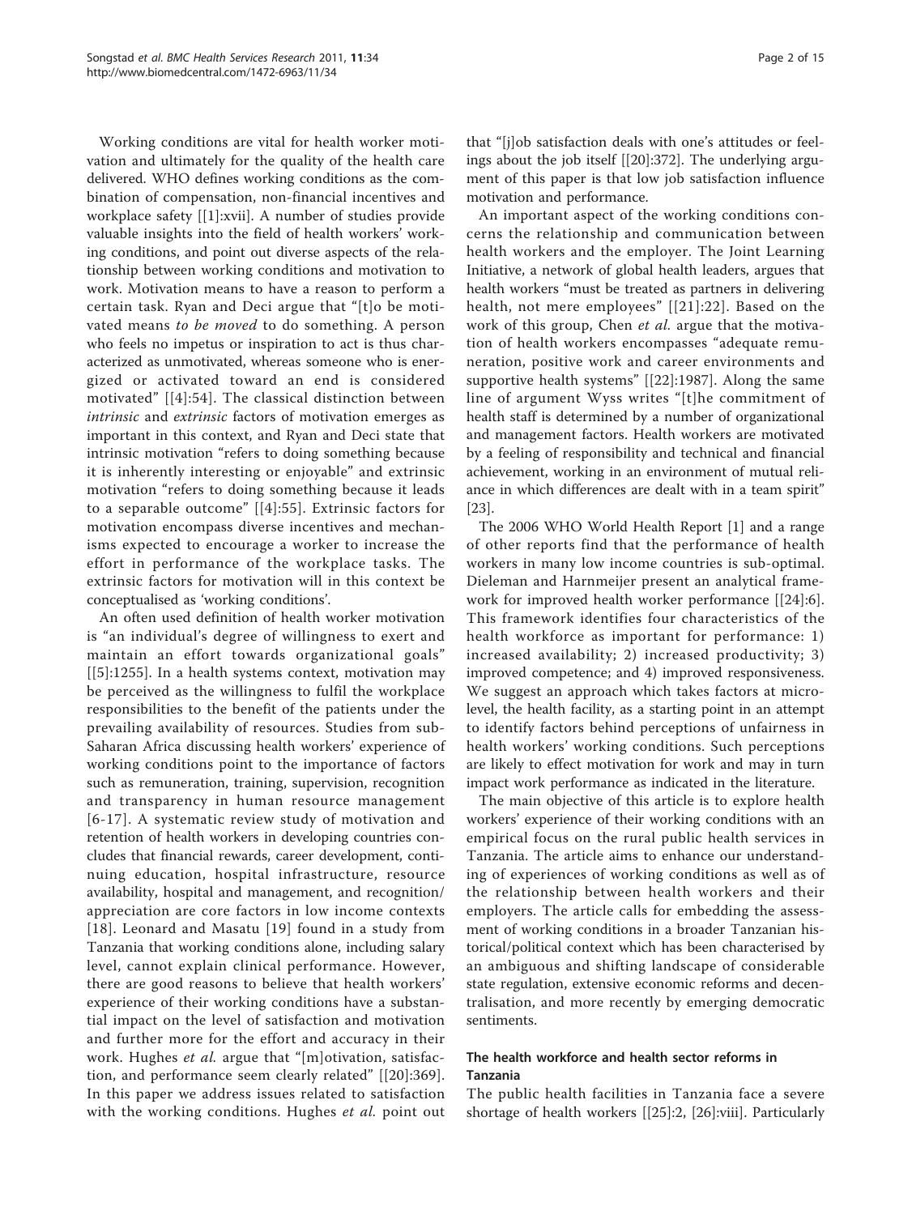Working conditions are vital for health worker motivation and ultimately for the quality of the health care delivered. WHO defines working conditions as the combination of compensation, non-financial incentives and workplace safety [[1]:xvii]. A number of studies provide valuable insights into the field of health workers' working conditions, and point out diverse aspects of the relationship between working conditions and motivation to work. Motivation means to have a reason to perform a certain task. Ryan and Deci argue that "[t]o be motivated means *to be moved* to do something. A person who feels no impetus or inspiration to act is thus characterized as unmotivated, whereas someone who is energized or activated toward an end is considered motivated" [[4]:54]. The classical distinction between *intrinsic* and *extrinsic* factors of motivation emerges as important in this context, and Ryan and Deci state that intrinsic motivation "refers to doing something because it is inherently interesting or enjoyable" and extrinsic motivation "refers to doing something because it leads to a separable outcome" [[4]:55]. Extrinsic factors for motivation encompass diverse incentives and mechanisms expected to encourage a worker to increase the effort in performance of the workplace tasks. The extrinsic factors for motivation will in this context be conceptualised as 'working conditions'.

An often used definition of health worker motivation is "an individual's degree of willingness to exert and maintain an effort towards organizational goals" [[5]:1255]. In a health systems context, motivation may be perceived as the willingness to fulfil the workplace responsibilities to the benefit of the patients under the prevailing availability of resources. Studies from sub-Saharan Africa discussing health workers' experience of working conditions point to the importance of factors such as remuneration, training, supervision, recognition and transparency in human resource management [6-17]. A systematic review study of motivation and retention of health workers in developing countries concludes that financial rewards, career development, continuing education, hospital infrastructure, resource availability, hospital and management, and recognition/appreciation are core factors in low income contexts [18]. Leonard and Masatu [19] found in a study from Tanzania that working conditions alone, including salary level, cannot explain clinical performance. However, there are good reasons to believe that health workers' experience of their working conditions have a substantial impact on the level of satisfaction and motivation and further more for the effort and accuracy in their work. Hughes *et al.* argue that "[m]otivation, satisfaction, and performance seem clearly related" [[20]:369]. In this paper we address issues related to satisfaction with the working conditions. Hughes *et al.* point out that "[j]ob satisfaction deals with one's attitudes or feelings about the job itself [[20]:372]. The underlying argument of this paper is that low job satisfaction influence motivation and performance.

An important aspect of the working conditions concerns the relationship and communication between health workers and the employer. The Joint Learning Initiative, a network of global health leaders, argues that health workers "must be treated as partners in delivering health, not mere employees" [[21]:22]. Based on the work of this group, Chen *et al.* argue that the motivation of health workers encompasses "adequate remuneration, positive work and career environments and supportive health systems" [[22]:1987]. Along the same line of argument Wyss writes "[t]he commitment of health staff is determined by a number of organizational and management factors. Health workers are motivated by a feeling of responsibility and technical and financial achievement, working in an environment of mutual reliance in which differences are dealt with in a team spirit" [23].

The 2006 WHO World Health Report [1] and a range of other reports find that the performance of health workers in many low income countries is sub-optimal. Dieleman and Harnmeijer present an analytical framework for improved health worker performance [[24]:6]. This framework identifies four characteristics of the health workforce as important for performance: 1) increased availability; 2) increased productivity; 3) improved competence; and 4) improved responsiveness. We suggest an approach which takes factors at micro-level, the health facility, as a starting point in an attempt to identify factors behind perceptions of unfairness in health workers' working conditions. Such perceptions are likely to effect motivation for work and may in turn impact work performance as indicated in the literature.

The main objective of this article is to explore health workers' experience of their working conditions with an empirical focus on the rural public health services in Tanzania. The article aims to enhance our understanding of experiences of working conditions as well as of the relationship between health workers and their employers. The article calls for embedding the assessment of working conditions in a broader Tanzanian historical/political context which has been characterised by an ambiguous and shifting landscape of considerable state regulation, extensive economic reforms and decentralisation, and more recently by emerging democratic sentiments.

### The health workforce and health sector reforms in Tanzania

The public health facilities in Tanzania face a severe shortage of health workers [[25]:2, [26]:viii]. Particularly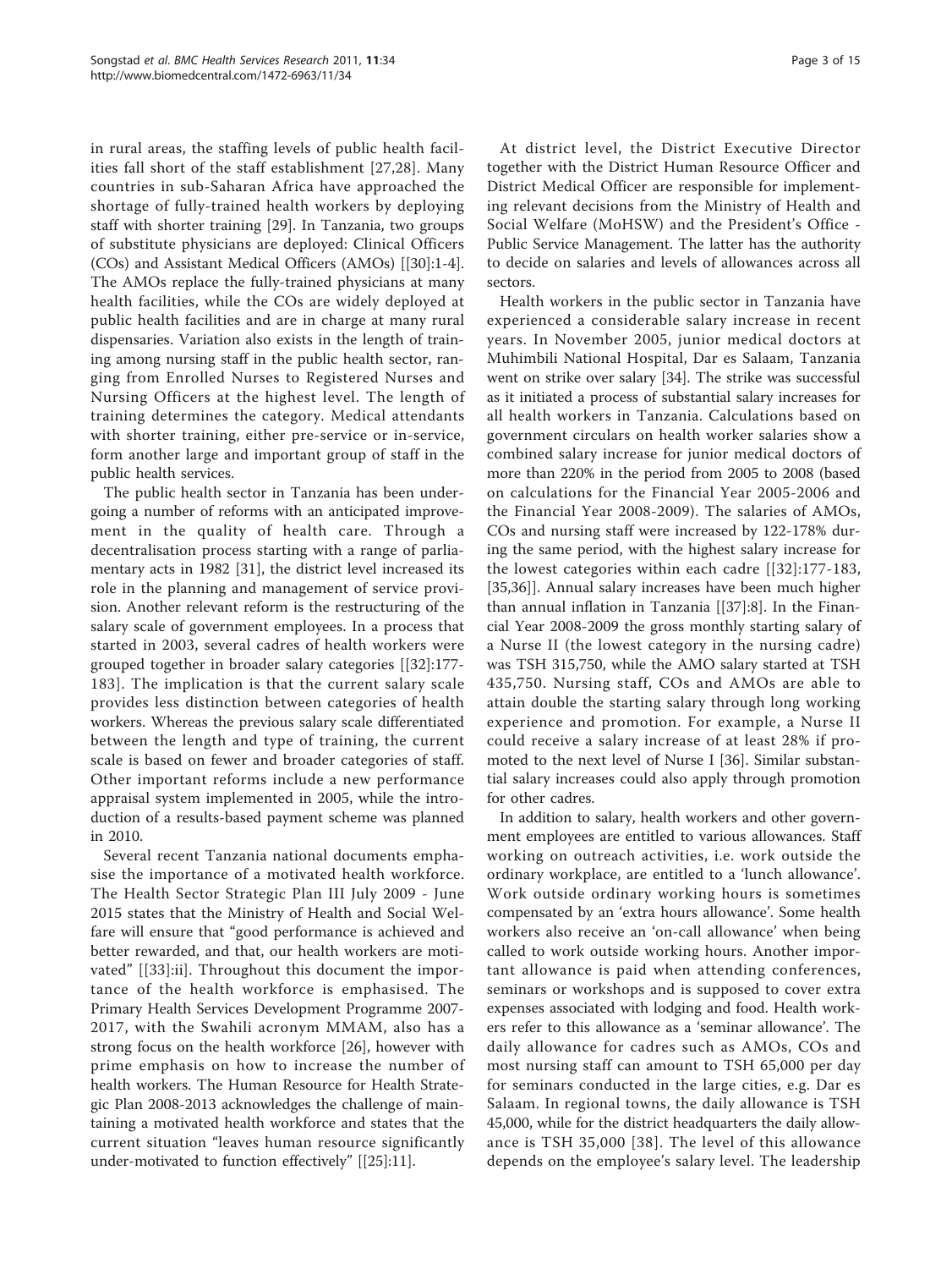in rural areas, the staffing levels of public health facilities fall short of the staff establishment [27,28]. Many countries in sub-Saharan Africa have approached the shortage of fully-trained health workers by deploying staff with shorter training [29]. In Tanzania, two groups of substitute physicians are deployed: Clinical Officers (COs) and Assistant Medical Officers (AMOs) [[30]:1-4]. The AMOs replace the fully-trained physicians at many health facilities, while the COs are widely deployed at public health facilities and are in charge at many rural dispensaries. Variation also exists in the length of training among nursing staff in the public health sector, ranging from Enrolled Nurses to Registered Nurses and Nursing Officers at the highest level. The length of training determines the category. Medical attendants with shorter training, either pre-service or in-service, form another large and important group of staff in the public health services.

The public health sector in Tanzania has been undergoing a number of reforms with an anticipated improvement in the quality of health care. Through a decentralisation process starting with a range of parliamentary acts in 1982 [31], the district level increased its role in the planning and management of service provision. Another relevant reform is the restructuring of the salary scale of government employees. In a process that started in 2003, several cadres of health workers were grouped together in broader salary categories [[32]:177-183]. The implication is that the current salary scale provides less distinction between categories of health workers. Whereas the previous salary scale differentiated between the length and type of training, the current scale is based on fewer and broader categories of staff. Other important reforms include a new performance appraisal system implemented in 2005, while the introduction of a results-based payment scheme was planned in 2010.

Several recent Tanzania national documents emphasise the importance of a motivated health workforce. The Health Sector Strategic Plan III July 2009 - June 2015 states that the Ministry of Health and Social Welfare will ensure that "good performance is achieved and better rewarded, and that, our health workers are motivated" [[33]:ii]. Throughout this document the importance of the health workforce is emphasised. The Primary Health Services Development Programme 2007-2017, with the Swahili acronym MMAM, also has a strong focus on the health workforce [26], however with prime emphasis on how to increase the number of health workers. The Human Resource for Health Strategic Plan 2008-2013 acknowledges the challenge of maintaining a motivated health workforce and states that the current situation "leaves human resource significantly under-motivated to function effectively" [[25]:11].

At district level, the District Executive Director together with the District Human Resource Officer and District Medical Officer are responsible for implementing relevant decisions from the Ministry of Health and Social Welfare (MoHSW) and the President's Office - Public Service Management. The latter has the authority to decide on salaries and levels of allowances across all sectors.

Health workers in the public sector in Tanzania have experienced a considerable salary increase in recent years. In November 2005, junior medical doctors at Muhimbili National Hospital, Dar es Salaam, Tanzania went on strike over salary [34]. The strike was successful as it initiated a process of substantial salary increases for all health workers in Tanzania. Calculations based on government circulars on health worker salaries show a combined salary increase for junior medical doctors of more than 220% in the period from 2005 to 2008 (based on calculations for the Financial Year 2005-2006 and the Financial Year 2008-2009). The salaries of AMOs, COs and nursing staff were increased by 122-178% during the same period, with the highest salary increase for the lowest categories within each cadre [[32]:177-183, [35,36]]. Annual salary increases have been much higher than annual inflation in Tanzania [[37]:8]. In the Financial Year 2008-2009 the gross monthly starting salary of a Nurse II (the lowest category in the nursing cadre) was TSH 315,750, while the AMO salary started at TSH 435,750. Nursing staff, COs and AMOs are able to attain double the starting salary through long working experience and promotion. For example, a Nurse II could receive a salary increase of at least 28% if promoted to the next level of Nurse I [36]. Similar substantial salary increases could also apply through promotion for other cadres.

In addition to salary, health workers and other government employees are entitled to various allowances. Staff working on outreach activities, i.e. work outside the ordinary workplace, are entitled to a 'lunch allowance'. Work outside ordinary working hours is sometimes compensated by an 'extra hours allowance'. Some health workers also receive an 'on-call allowance' when being called to work outside working hours. Another important allowance is paid when attending conferences, seminars or workshops and is supposed to cover extra expenses associated with lodging and food. Health workers refer to this allowance as a 'seminar allowance'. The daily allowance for cadres such as AMOs, COs and most nursing staff can amount to TSH 65,000 per day for seminars conducted in the large cities, e.g. Dar es Salaam. In regional towns, the daily allowance is TSH 45,000, while for the district headquarters the daily allowance is TSH 35,000 [38]. The level of this allowance depends on the employee's salary level. The leadership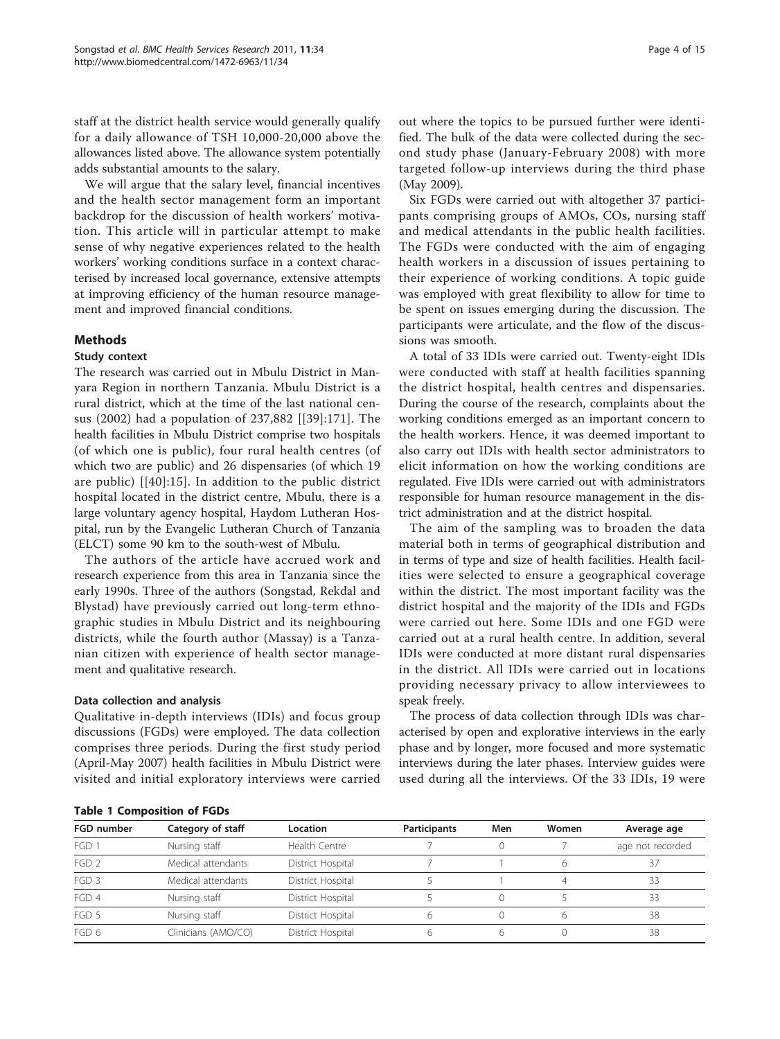staff at the district health service would generally qualify for a daily allowance of TSH 10,000-20,000 above the allowances listed above. The allowance system potentially adds substantial amounts to the salary.

We will argue that the salary level, financial incentives and the health sector management form an important backdrop for the discussion of health workers' motivation. This article will in particular attempt to make sense of why negative experiences related to the health workers' working conditions surface in a context characterised by increased local governance, extensive attempts at improving efficiency of the human resource management and improved financial conditions.

## Methods

### Study context

The research was carried out in Mbulu District in Manyara Region in northern Tanzania. Mbulu District is a rural district, which at the time of the last national census (2002) had a population of 237,882 [[39]:171]. The health facilities in Mbulu District comprise two hospitals (of which one is public), four rural health centres (of which two are public) and 26 dispensaries (of which 19 are public) [[40]:15]. In addition to the public district hospital located in the district centre, Mbulu, there is a large voluntary agency hospital, Haydom Lutheran Hospital, run by the Evangelic Lutheran Church of Tanzania (ELCT) some 90 km to the south-west of Mbulu.

The authors of the article have accrued work and research experience from this area in Tanzania since the early 1990s. Three of the authors (Songstad, Rekdal and Blystad) have previously carried out long-term ethnographic studies in Mbulu District and its neighbouring districts, while the fourth author (Massay) is a Tanzanian citizen with experience of health sector management and qualitative research.

### Data collection and analysis

Qualitative in-depth interviews (IDIs) and focus group discussions (FGDs) were employed. The data collection comprises three periods. During the first study period (April-May 2007) health facilities in Mbulu District were visited and initial exploratory interviews were carried out where the topics to be pursued further were identified. The bulk of the data were collected during the second study phase (January-February 2008) with more targeted follow-up interviews during the third phase (May 2009).

Six FGDs were carried out with altogether 37 participants comprising groups of AMOs, COs, nursing staff and medical attendants in the public health facilities. The FGDs were conducted with the aim of engaging health workers in a discussion of issues pertaining to their experience of working conditions. A topic guide was employed with great flexibility to allow for time to be spent on issues emerging during the discussion. The participants were articulate, and the flow of the discussions was smooth.

A total of 33 IDIs were carried out. Twenty-eight IDIs were conducted with staff at health facilities spanning the district hospital, health centres and dispensaries. During the course of the research, complaints about the working conditions emerged as an important concern to the health workers. Hence, it was deemed important to also carry out IDIs with health sector administrators to elicit information on how the working conditions are regulated. Five IDIs were carried out with administrators responsible for human resource management in the district administration and at the district hospital.

The aim of the sampling was to broaden the data material both in terms of geographical distribution and in terms of type and size of health facilities. Health facilities were selected to ensure a geographical coverage within the district. The most important facility was the district hospital and the majority of the IDIs and FGDs were carried out here. Some IDIs and one FGD were carried out at a rural health centre. In addition, several IDIs were conducted at more distant rural dispensaries in the district. All IDIs were carried out in locations providing necessary privacy to allow interviewees to speak freely.

The process of data collection through IDIs was characterised by open and explorative interviews in the early phase and by longer, more focused and more systematic interviews during the later phases. Interview guides were used during all the interviews. Of the 33 IDIs, 19 were

**Table 1 Composition of FGDs**

| FGD number | Category of staff | Location | Participants | Men | Women | Average age |
|---|---|---|---|---|---|---|
| FGD 1 | Nursing staff | Health Centre | 7 | 0 | 7 | age not recorded |
| FGD 2 | Medical attendants | District Hospital | 7 | 1 | 6 | 37 |
| FGD 3 | Medical attendants | District Hospital | 5 | 1 | 4 | 33 |
| FGD 4 | Nursing staff | District Hospital | 5 | 0 | 5 | 33 |
| FGD 5 | Nursing staff | District Hospital | 6 | 0 | 6 | 38 |
| FGD 6 | Clinicians (AMO/CO) | District Hospital | 6 | 6 | 0 | 38 |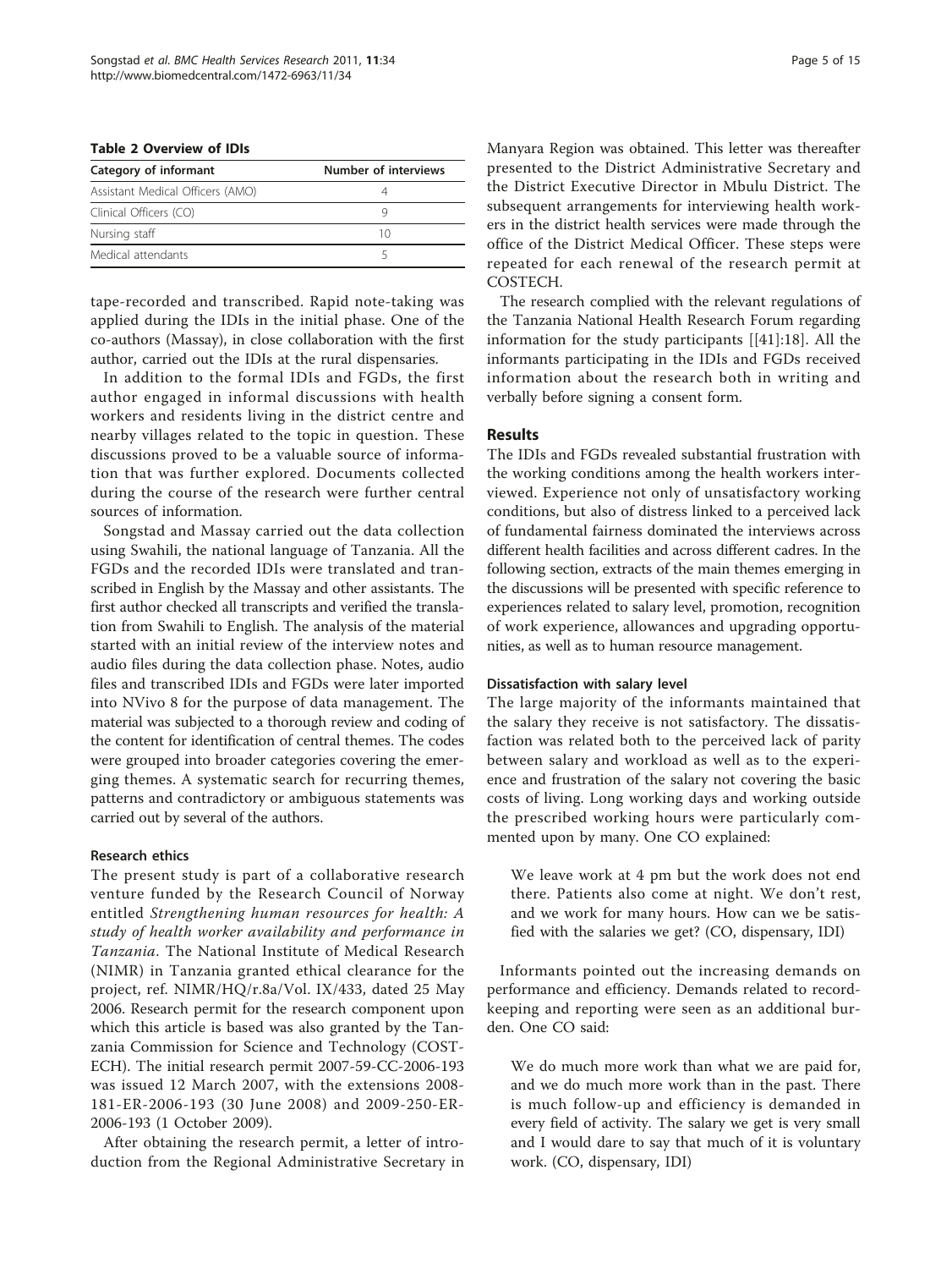**Table 2 Overview of IDIs**

| Category of informant | Number of interviews |
| --- | --- |
| Assistant Medical Officers (AMO) | 4 |
| Clinical Officers (CO) | 9 |
| Nursing staff | 10 |
| Medical attendants | 5 |

tape-recorded and transcribed. Rapid note-taking was applied during the IDIs in the initial phase. One of the co-authors (Massay), in close collaboration with the first author, carried out the IDIs at the rural dispensaries.

In addition to the formal IDIs and FGDs, the first author engaged in informal discussions with health workers and residents living in the district centre and nearby villages related to the topic in question. These discussions proved to be a valuable source of information that was further explored. Documents collected during the course of the research were further central sources of information.

Songstad and Massay carried out the data collection using Swahili, the national language of Tanzania. All the FGDs and the recorded IDIs were translated and transcribed in English by the Massay and other assistants. The first author checked all transcripts and verified the translation from Swahili to English. The analysis of the material started with an initial review of the interview notes and audio files during the data collection phase. Notes, audio files and transcribed IDIs and FGDs were later imported into NVivo 8 for the purpose of data management. The material was subjected to a thorough review and coding of the content for identification of central themes. The codes were grouped into broader categories covering the emerging themes. A systematic search for recurring themes, patterns and contradictory or ambiguous statements was carried out by several of the authors.

#### Research ethics

The present study is part of a collaborative research venture funded by the Research Council of Norway entitled *Strengthening human resources for health: A study of health worker availability and performance in Tanzania*. The National Institute of Medical Research (NIMR) in Tanzania granted ethical clearance for the project, ref. NIMR/HQ/r.8a/Vol. IX/433, dated 25 May 2006. Research permit for the research component upon which this article is based was also granted by the Tanzania Commission for Science and Technology (COSTECH). The initial research permit 2007-59-CC-2006-193 was issued 12 March 2007, with the extensions 2008-181-ER-2006-193 (30 June 2008) and 2009-250-ER-2006-193 (1 October 2009).

After obtaining the research permit, a letter of introduction from the Regional Administrative Secretary in Manyara Region was obtained. This letter was thereafter presented to the District Administrative Secretary and the District Executive Director in Mbulu District. The subsequent arrangements for interviewing health workers in the district health services were made through the office of the District Medical Officer. These steps were repeated for each renewal of the research permit at COSTECH.

The research complied with the relevant regulations of the Tanzania National Health Research Forum regarding information for the study participants [[41]:18]. All the informants participating in the IDIs and FGDs received information about the research both in writing and verbally before signing a consent form.

## Results

The IDIs and FGDs revealed substantial frustration with the working conditions among the health workers interviewed. Experience not only of unsatisfactory working conditions, but also of distress linked to a perceived lack of fundamental fairness dominated the interviews across different health facilities and across different cadres. In the following section, extracts of the main themes emerging in the discussions will be presented with specific reference to experiences related to salary level, promotion, recognition of work experience, allowances and upgrading opportunities, as well as to human resource management.

#### Dissatisfaction with salary level

The large majority of the informants maintained that the salary they receive is not satisfactory. The dissatisfaction was related both to the perceived lack of parity between salary and workload as well as to the experience and frustration of the salary not covering the basic costs of living. Long working days and working outside the prescribed working hours were particularly commented upon by many. One CO explained:

> We leave work at 4 pm but the work does not end there. Patients also come at night. We don't rest, and we work for many hours. How can we be satisfied with the salaries we get? (CO, dispensary, IDI)

Informants pointed out the increasing demands on performance and efficiency. Demands related to record-keeping and reporting were seen as an additional burden. One CO said:

> We do much more work than what we are paid for, and we do much more work than in the past. There is much follow-up and efficiency is demanded in every field of activity. The salary we get is very small and I would dare to say that much of it is voluntary work. (CO, dispensary, IDI)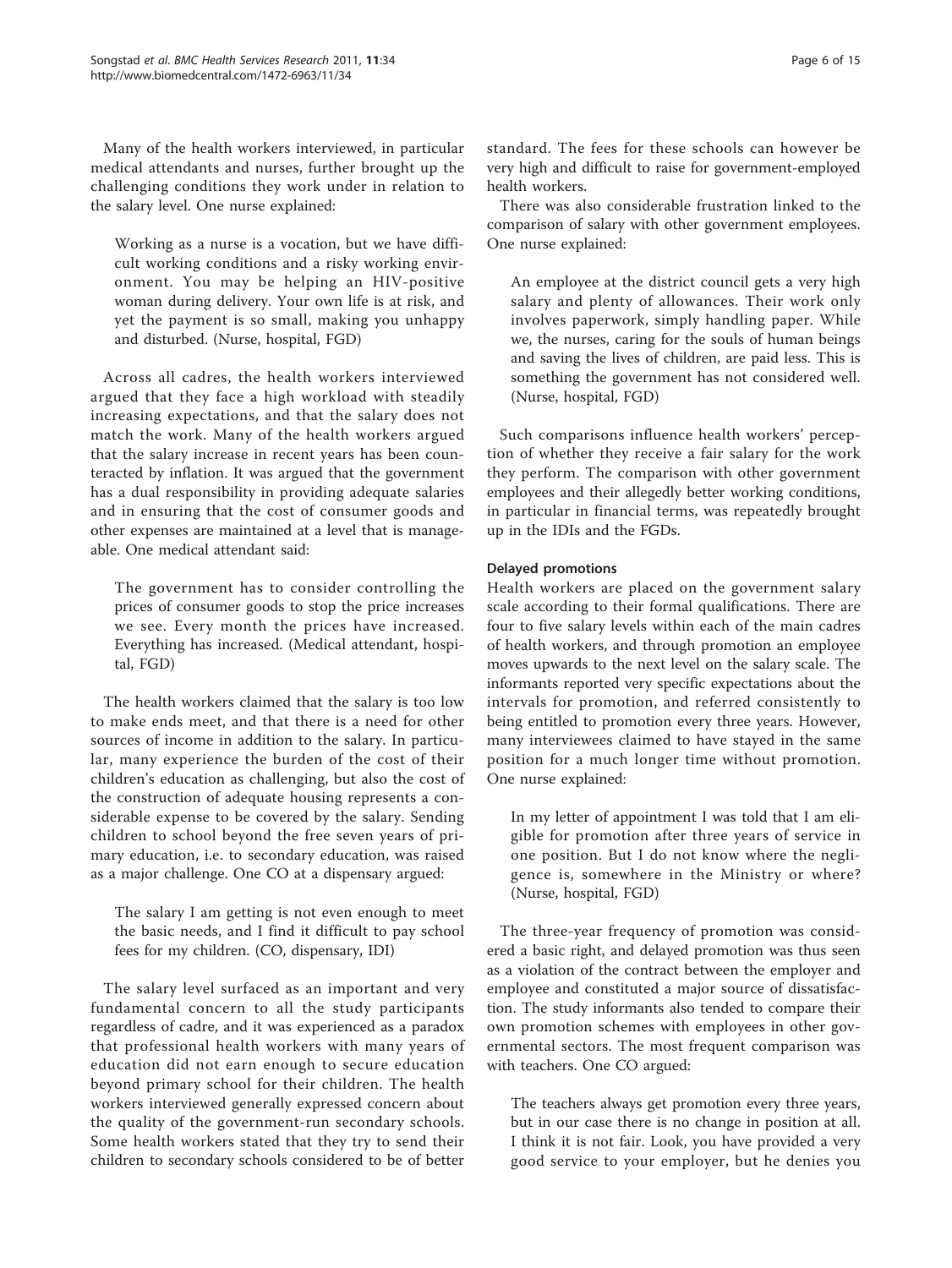Many of the health workers interviewed, in particular medical attendants and nurses, further brought up the challenging conditions they work under in relation to the salary level. One nurse explained:

> Working as a nurse is a vocation, but we have difficult working conditions and a risky working environment. You may be helping an HIV-positive woman during delivery. Your own life is at risk, and yet the payment is so small, making you unhappy and disturbed. (Nurse, hospital, FGD)

Across all cadres, the health workers interviewed argued that they face a high workload with steadily increasing expectations, and that the salary does not match the work. Many of the health workers argued that the salary increase in recent years has been counteracted by inflation. It was argued that the government has a dual responsibility in providing adequate salaries and in ensuring that the cost of consumer goods and other expenses are maintained at a level that is manageable. One medical attendant said:

> The government has to consider controlling the prices of consumer goods to stop the price increases we see. Every month the prices have increased. Everything has increased. (Medical attendant, hospital, FGD)

The health workers claimed that the salary is too low to make ends meet, and that there is a need for other sources of income in addition to the salary. In particular, many experience the burden of the cost of their children's education as challenging, but also the cost of the construction of adequate housing represents a considerable expense to be covered by the salary. Sending children to school beyond the free seven years of primary education, i.e. to secondary education, was raised as a major challenge. One CO at a dispensary argued:

> The salary I am getting is not even enough to meet the basic needs, and I find it difficult to pay school fees for my children. (CO, dispensary, IDI)

The salary level surfaced as an important and very fundamental concern to all the study participants regardless of cadre, and it was experienced as a paradox that professional health workers with many years of education did not earn enough to secure education beyond primary school for their children. The health workers interviewed generally expressed concern about the quality of the government-run secondary schools. Some health workers stated that they try to send their children to secondary schools considered to be of better standard. The fees for these schools can however be very high and difficult to raise for government-employed health workers.

There was also considerable frustration linked to the comparison of salary with other government employees. One nurse explained:

> An employee at the district council gets a very high salary and plenty of allowances. Their work only involves paperwork, simply handling paper. While we, the nurses, caring for the souls of human beings and saving the lives of children, are paid less. This is something the government has not considered well. (Nurse, hospital, FGD)

Such comparisons influence health workers' perception of whether they receive a fair salary for the work they perform. The comparison with other government employees and their allegedly better working conditions, in particular in financial terms, was repeatedly brought up in the IDIs and the FGDs.

#### Delayed promotions

Health workers are placed on the government salary scale according to their formal qualifications. There are four to five salary levels within each of the main cadres of health workers, and through promotion an employee moves upwards to the next level on the salary scale. The informants reported very specific expectations about the intervals for promotion, and referred consistently to being entitled to promotion every three years. However, many interviewees claimed to have stayed in the same position for a much longer time without promotion. One nurse explained:

> In my letter of appointment I was told that I am eligible for promotion after three years of service in one position. But I do not know where the negligence is, somewhere in the Ministry or where? (Nurse, hospital, FGD)

The three-year frequency of promotion was considered a basic right, and delayed promotion was thus seen as a violation of the contract between the employer and employee and constituted a major source of dissatisfaction. The study informants also tended to compare their own promotion schemes with employees in other governmental sectors. The most frequent comparison was with teachers. One CO argued:

> The teachers always get promotion every three years, but in our case there is no change in position at all. I think it is not fair. Look, you have provided a very good service to your employer, but he denies you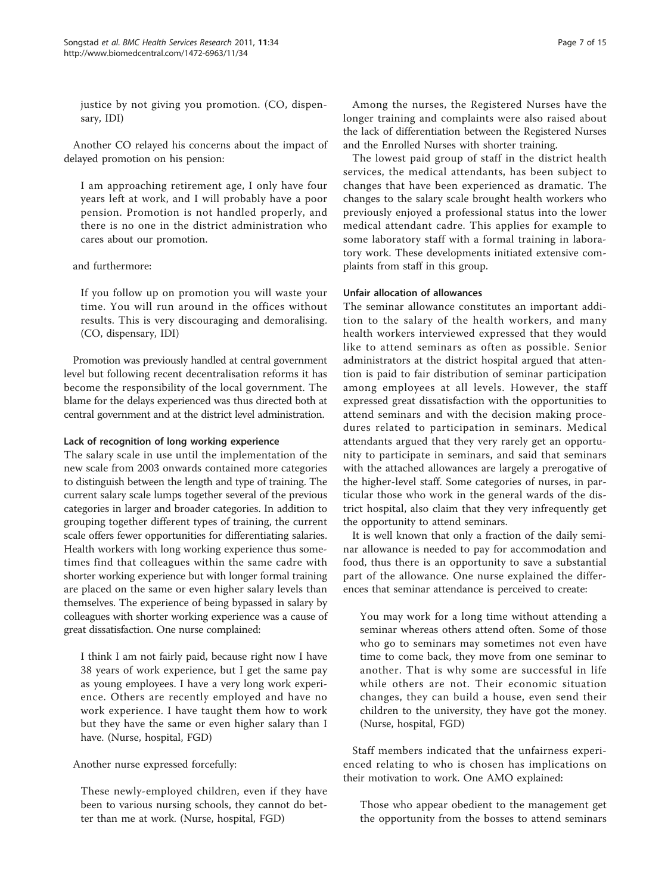> justice by not giving you promotion. (CO, dispensary, IDI)

Another CO relayed his concerns about the impact of delayed promotion on his pension:

> I am approaching retirement age, I only have four years left at work, and I will probably have a poor pension. Promotion is not handled properly, and there is no one in the district administration who cares about our promotion.

and furthermore:

> If you follow up on promotion you will waste your time. You will run around in the offices without results. This is very discouraging and demoralising. (CO, dispensary, IDI)

Promotion was previously handled at central government level but following recent decentralisation reforms it has become the responsibility of the local government. The blame for the delays experienced was thus directed both at central government and at the district level administration.

#### Lack of recognition of long working experience

The salary scale in use until the implementation of the new scale from 2003 onwards contained more categories to distinguish between the length and type of training. The current salary scale lumps together several of the previous categories in larger and broader categories. In addition to grouping together different types of training, the current scale offers fewer opportunities for differentiating salaries. Health workers with long working experience thus sometimes find that colleagues within the same cadre with shorter working experience but with longer formal training are placed on the same or even higher salary levels than themselves. The experience of being bypassed in salary by colleagues with shorter working experience was a cause of great dissatisfaction. One nurse complained:

> I think I am not fairly paid, because right now I have 38 years of work experience, but I get the same pay as young employees. I have a very long work experience. Others are recently employed and have no work experience. I have taught them how to work but they have the same or even higher salary than I have. (Nurse, hospital, FGD)

Another nurse expressed forcefully:

> These newly-employed children, even if they have been to various nursing schools, they cannot do better than me at work. (Nurse, hospital, FGD)

Among the nurses, the Registered Nurses have the longer training and complaints were also raised about the lack of differentiation between the Registered Nurses and the Enrolled Nurses with shorter training.

The lowest paid group of staff in the district health services, the medical attendants, has been subject to changes that have been experienced as dramatic. The changes to the salary scale brought health workers who previously enjoyed a professional status into the lower medical attendant cadre. This applies for example to some laboratory staff with a formal training in laboratory work. These developments initiated extensive complaints from staff in this group.

#### Unfair allocation of allowances

The seminar allowance constitutes an important addition to the salary of the health workers, and many health workers interviewed expressed that they would like to attend seminars as often as possible. Senior administrators at the district hospital argued that attention is paid to fair distribution of seminar participation among employees at all levels. However, the staff expressed great dissatisfaction with the opportunities to attend seminars and with the decision making procedures related to participation in seminars. Medical attendants argued that they very rarely get an opportunity to participate in seminars, and said that seminars with the attached allowances are largely a prerogative of the higher-level staff. Some categories of nurses, in particular those who work in the general wards of the district hospital, also claim that they very infrequently get the opportunity to attend seminars.

It is well known that only a fraction of the daily seminar allowance is needed to pay for accommodation and food, thus there is an opportunity to save a substantial part of the allowance. One nurse explained the differences that seminar attendance is perceived to create:

> You may work for a long time without attending a seminar whereas others attend often. Some of those who go to seminars may sometimes not even have time to come back, they move from one seminar to another. That is why some are successful in life while others are not. Their economic situation changes, they can build a house, even send their children to the university, they have got the money. (Nurse, hospital, FGD)

Staff members indicated that the unfairness experienced relating to who is chosen has implications on their motivation to work. One AMO explained:

> Those who appear obedient to the management get the opportunity from the bosses to attend seminars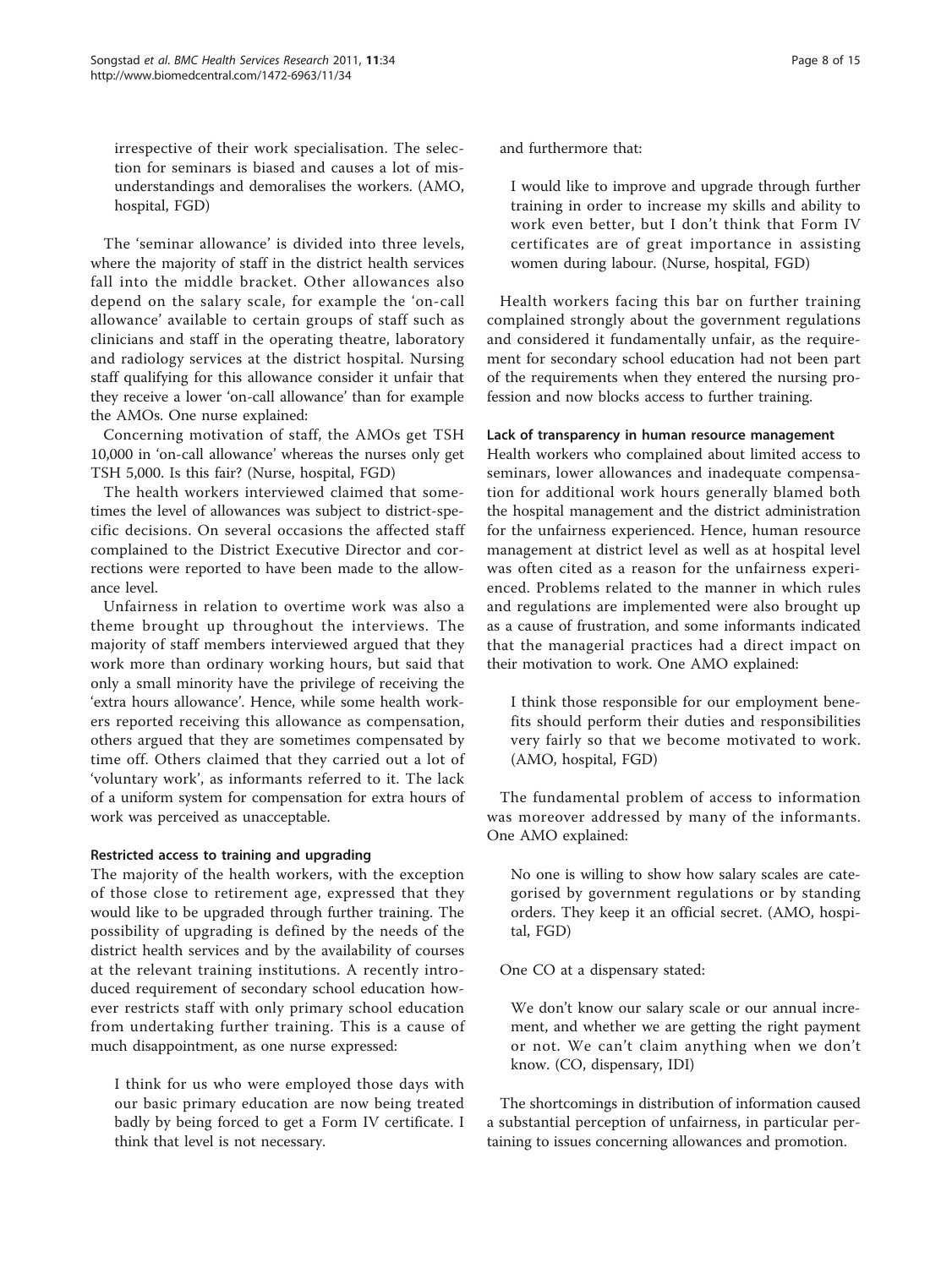> irrespective of their work specialisation. The selection for seminars is biased and causes a lot of misunderstandings and demoralises the workers. (AMO, hospital, FGD)

The 'seminar allowance' is divided into three levels, where the majority of staff in the district health services fall into the middle bracket. Other allowances also depend on the salary scale, for example the 'on-call allowance' available to certain groups of staff such as clinicians and staff in the operating theatre, laboratory and radiology services at the district hospital. Nursing staff qualifying for this allowance consider it unfair that they receive a lower 'on-call allowance' than for example the AMOs. One nurse explained:

Concerning motivation of staff, the AMOs get TSH 10,000 in 'on-call allowance' whereas the nurses only get TSH 5,000. Is this fair? (Nurse, hospital, FGD)

The health workers interviewed claimed that sometimes the level of allowances was subject to district-specific decisions. On several occasions the affected staff complained to the District Executive Director and corrections were reported to have been made to the allowance level.

Unfairness in relation to overtime work was also a theme brought up throughout the interviews. The majority of staff members interviewed argued that they work more than ordinary working hours, but said that only a small minority have the privilege of receiving the 'extra hours allowance'. Hence, while some health workers reported receiving this allowance as compensation, others argued that they are sometimes compensated by time off. Others claimed that they carried out a lot of 'voluntary work', as informants referred to it. The lack of a uniform system for compensation for extra hours of work was perceived as unacceptable.

#### Restricted access to training and upgrading

The majority of the health workers, with the exception of those close to retirement age, expressed that they would like to be upgraded through further training. The possibility of upgrading is defined by the needs of the district health services and by the availability of courses at the relevant training institutions. A recently introduced requirement of secondary school education however restricts staff with only primary school education from undertaking further training. This is a cause of much disappointment, as one nurse expressed:

> I think for us who were employed those days with our basic primary education are now being treated badly by being forced to get a Form IV certificate. I think that level is not necessary.

and furthermore that:

> I would like to improve and upgrade through further training in order to increase my skills and ability to work even better, but I don't think that Form IV certificates are of great importance in assisting women during labour. (Nurse, hospital, FGD)

Health workers facing this bar on further training complained strongly about the government regulations and considered it fundamentally unfair, as the requirement for secondary school education had not been part of the requirements when they entered the nursing profession and now blocks access to further training.

#### Lack of transparency in human resource management

Health workers who complained about limited access to seminars, lower allowances and inadequate compensation for additional work hours generally blamed both the hospital management and the district administration for the unfairness experienced. Hence, human resource management at district level as well as at hospital level was often cited as a reason for the unfairness experienced. Problems related to the manner in which rules and regulations are implemented were also brought up as a cause of frustration, and some informants indicated that the managerial practices had a direct impact on their motivation to work. One AMO explained:

> I think those responsible for our employment benefits should perform their duties and responsibilities very fairly so that we become motivated to work. (AMO, hospital, FGD)

The fundamental problem of access to information was moreover addressed by many of the informants. One AMO explained:

> No one is willing to show how salary scales are categorised by government regulations or by standing orders. They keep it an official secret. (AMO, hospital, FGD)

One CO at a dispensary stated:

> We don't know our salary scale or our annual increment, and whether we are getting the right payment or not. We can't claim anything when we don't know. (CO, dispensary, IDI)

The shortcomings in distribution of information caused a substantial perception of unfairness, in particular pertaining to issues concerning allowances and promotion.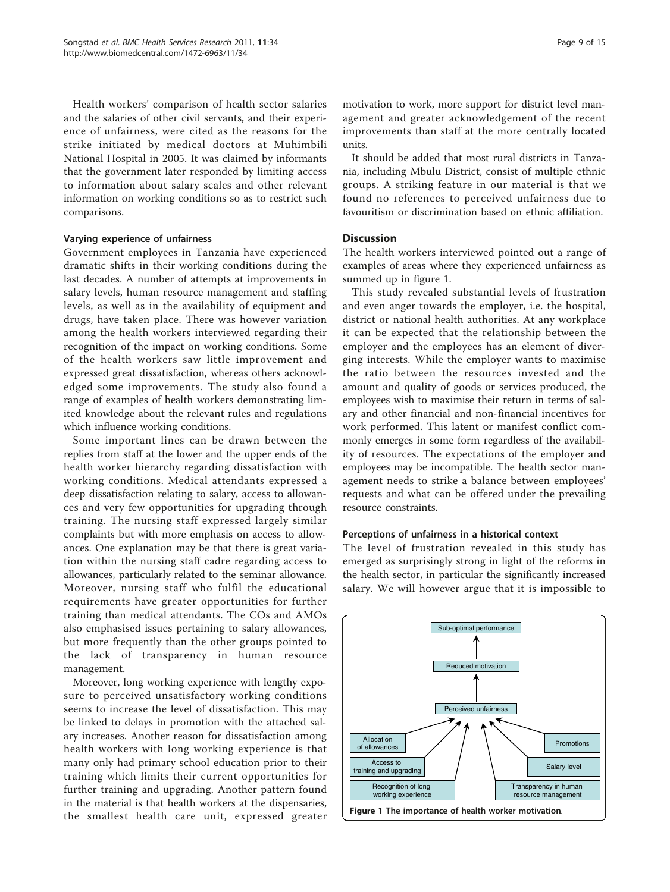Health workers' comparison of health sector salaries and the salaries of other civil servants, and their experience of unfairness, were cited as the reasons for the strike initiated by medical doctors at Muhimbili National Hospital in 2005. It was claimed by informants that the government later responded by limiting access to information about salary scales and other relevant information on working conditions so as to restrict such comparisons.

#### Varying experience of unfairness

Government employees in Tanzania have experienced dramatic shifts in their working conditions during the last decades. A number of attempts at improvements in salary levels, human resource management and staffing levels, as well as in the availability of equipment and drugs, have taken place. There was however variation among the health workers interviewed regarding their recognition of the impact on working conditions. Some of the health workers saw little improvement and expressed great dissatisfaction, whereas others acknowledged some improvements. The study also found a range of examples of health workers demonstrating limited knowledge about the relevant rules and regulations which influence working conditions.

Some important lines can be drawn between the replies from staff at the lower and the upper ends of the health worker hierarchy regarding dissatisfaction with working conditions. Medical attendants expressed a deep dissatisfaction relating to salary, access to allowances and very few opportunities for upgrading through training. The nursing staff expressed largely similar complaints but with more emphasis on access to allowances. One explanation may be that there is great variation within the nursing staff cadre regarding access to allowances, particularly related to the seminar allowance. Moreover, nursing staff who fulfil the educational requirements have greater opportunities for further training than medical attendants. The COs and AMOs also emphasised issues pertaining to salary allowances, but more frequently than the other groups pointed to the lack of transparency in human resource management.

Moreover, long working experience with lengthy exposure to perceived unsatisfactory working conditions seems to increase the level of dissatisfaction. This may be linked to delays in promotion with the attached salary increases. Another reason for dissatisfaction among health workers with long working experience is that many only had primary school education prior to their training which limits their current opportunities for further training and upgrading. Another pattern found in the material is that health workers at the dispensaries, the smallest health care unit, expressed greater motivation to work, more support for district level management and greater acknowledgement of the recent improvements than staff at the more centrally located units.

It should be added that most rural districts in Tanzania, including Mbulu District, consist of multiple ethnic groups. A striking feature in our material is that we found no references to perceived unfairness due to favouritism or discrimination based on ethnic affiliation.

## Discussion

The health workers interviewed pointed out a range of examples of areas where they experienced unfairness as summed up in figure 1.

This study revealed substantial levels of frustration and even anger towards the employer, i.e. the hospital, district or national health authorities. At any workplace it can be expected that the relationship between the employer and the employees has an element of diverging interests. While the employer wants to maximise the ratio between the resources invested and the amount and quality of goods or services produced, the employees wish to maximise their return in terms of salary and other financial and non-financial incentives for work performed. This latent or manifest conflict commonly emerges in some form regardless of the availability of resources. The expectations of the employer and employees may be incompatible. The health sector management needs to strike a balance between employees' requests and what can be offered under the prevailing resource constraints.

#### Perceptions of unfairness in a historical context

The level of frustration revealed in this study has emerged as surprisingly strong in light of the reforms in the health sector, in particular the significantly increased salary. We will however argue that it is impossible to

Sub-optimal performance

Reduced motivation

Perceived unfairness

Allocation of allowances

Access to training and upgrading

Recognition of long working experience

Promotions

Salary level

Transparency in human resource management

**Figure 1 The importance of health worker motivation**.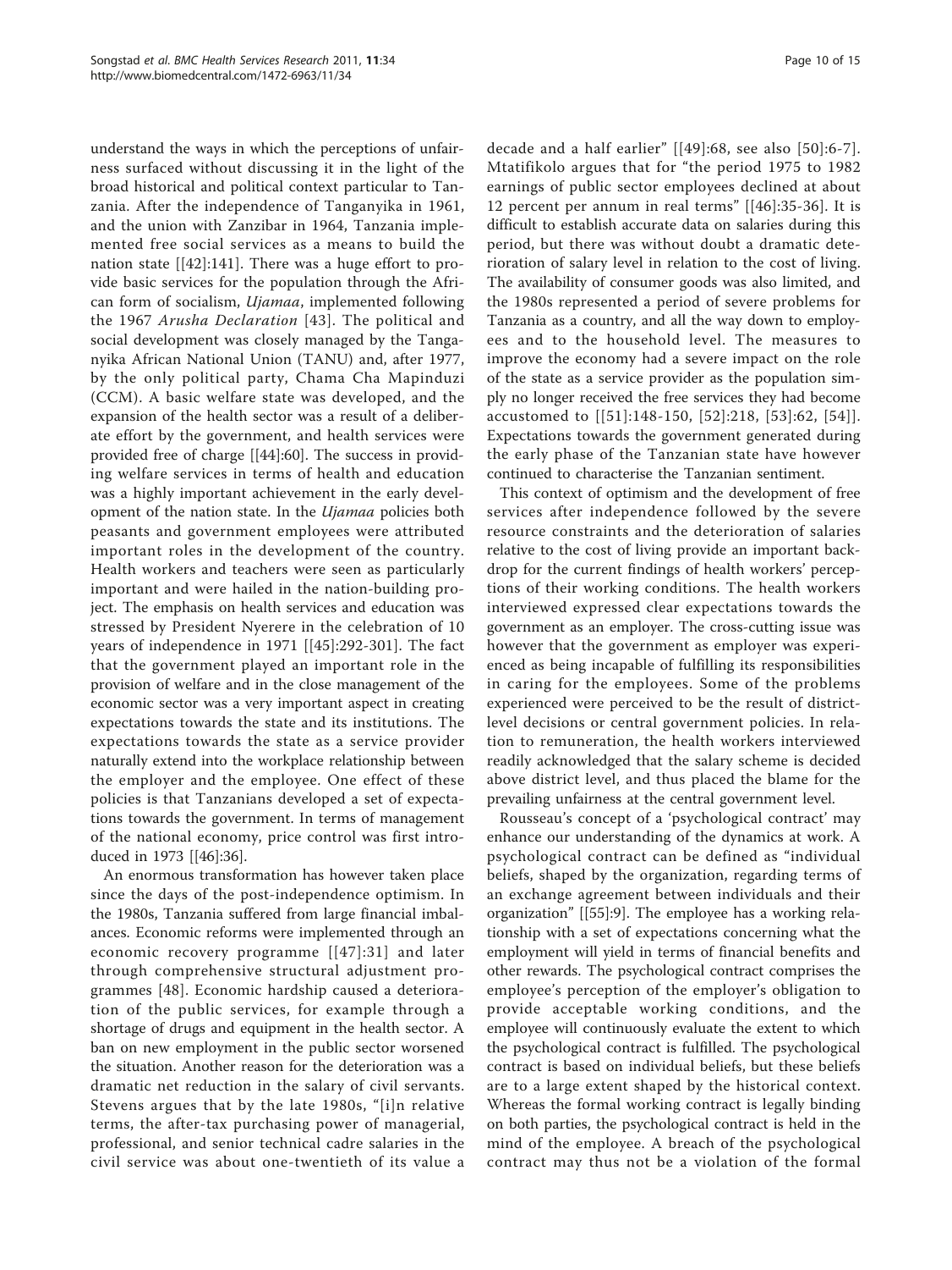understand the ways in which the perceptions of unfairness surfaced without discussing it in the light of the broad historical and political context particular to Tanzania. After the independence of Tanganyika in 1961, and the union with Zanzibar in 1964, Tanzania implemented free social services as a means to build the nation state [[42]:141]. There was a huge effort to provide basic services for the population through the African form of socialism, *Ujamaa*, implemented following the 1967 *Arusha Declaration* [43]. The political and social development was closely managed by the Tanganyika African National Union (TANU) and, after 1977, by the only political party, Chama Cha Mapinduzi (CCM). A basic welfare state was developed, and the expansion of the health sector was a result of a deliberate effort by the government, and health services were provided free of charge [[44]:60]. The success in providing welfare services in terms of health and education was a highly important achievement in the early development of the nation state. In the *Ujamaa* policies both peasants and government employees were attributed important roles in the development of the country. Health workers and teachers were seen as particularly important and were hailed in the nation-building project. The emphasis on health services and education was stressed by President Nyerere in the celebration of 10 years of independence in 1971 [[45]:292-301]. The fact that the government played an important role in the provision of welfare and in the close management of the economic sector was a very important aspect in creating expectations towards the state and its institutions. The expectations towards the state as a service provider naturally extend into the workplace relationship between the employer and the employee. One effect of these policies is that Tanzanians developed a set of expectations towards the government. In terms of management of the national economy, price control was first introduced in 1973 [[46]:36].

An enormous transformation has however taken place since the days of the post-independence optimism. In the 1980s, Tanzania suffered from large financial imbalances. Economic reforms were implemented through an economic recovery programme [[47]:31] and later through comprehensive structural adjustment programmes [48]. Economic hardship caused a deterioration of the public services, for example through a shortage of drugs and equipment in the health sector. A ban on new employment in the public sector worsened the situation. Another reason for the deterioration was a dramatic net reduction in the salary of civil servants. Stevens argues that by the late 1980s, "[i]n relative terms, the after-tax purchasing power of managerial, professional, and senior technical cadre salaries in the civil service was about one-twentieth of its value a decade and a half earlier" [[49]:68, see also [50]:6-7]. Mtatifikolo argues that for "the period 1975 to 1982 earnings of public sector employees declined at about 12 percent per annum in real terms" [[46]:35-36]. It is difficult to establish accurate data on salaries during this period, but there was without doubt a dramatic deterioration of salary level in relation to the cost of living. The availability of consumer goods was also limited, and the 1980s represented a period of severe problems for Tanzania as a country, and all the way down to employees and to the household level. The measures to improve the economy had a severe impact on the role of the state as a service provider as the population simply no longer received the free services they had become accustomed to [[51]:148-150, [52]:218, [53]:62, [54]]. Expectations towards the government generated during the early phase of the Tanzanian state have however continued to characterise the Tanzanian sentiment.

This context of optimism and the development of free services after independence followed by the severe resource constraints and the deterioration of salaries relative to the cost of living provide an important backdrop for the current findings of health workers' perceptions of their working conditions. The health workers interviewed expressed clear expectations towards the government as an employer. The cross-cutting issue was however that the government as employer was experienced as being incapable of fulfilling its responsibilities in caring for the employees. Some of the problems experienced were perceived to be the result of district-level decisions or central government policies. In relation to remuneration, the health workers interviewed readily acknowledged that the salary scheme is decided above district level, and thus placed the blame for the prevailing unfairness at the central government level.

Rousseau's concept of a 'psychological contract' may enhance our understanding of the dynamics at work. A psychological contract can be defined as "individual beliefs, shaped by the organization, regarding terms of an exchange agreement between individuals and their organization" [[55]:9]. The employee has a working relationship with a set of expectations concerning what the employment will yield in terms of financial benefits and other rewards. The psychological contract comprises the employee's perception of the employer's obligation to provide acceptable working conditions, and the employee will continuously evaluate the extent to which the psychological contract is fulfilled. The psychological contract is based on individual beliefs, but these beliefs are to a large extent shaped by the historical context. Whereas the formal working contract is legally binding on both parties, the psychological contract is held in the mind of the employee. A breach of the psychological contract may thus not be a violation of the formal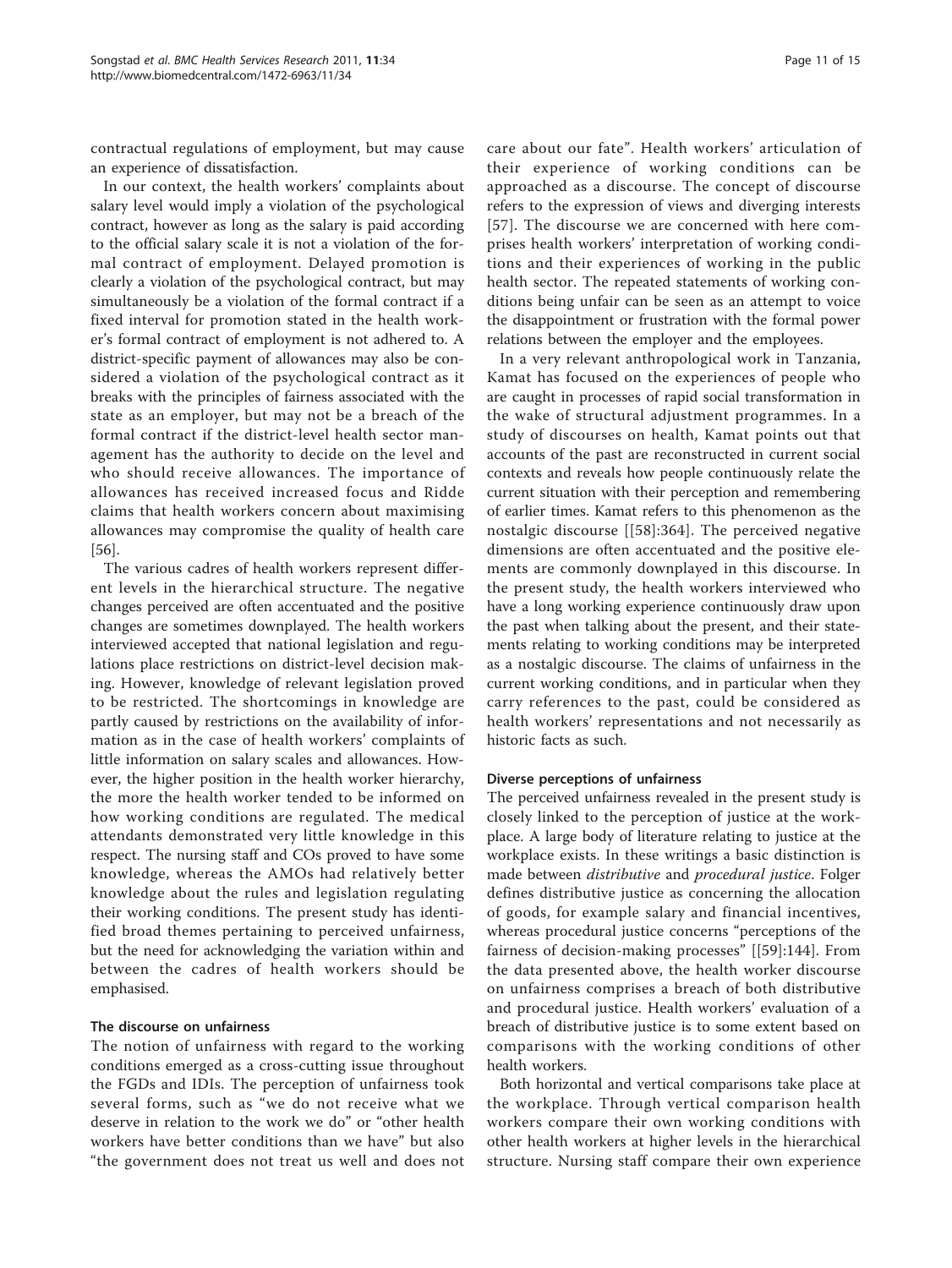contractual regulations of employment, but may cause an experience of dissatisfaction.

In our context, the health workers' complaints about salary level would imply a violation of the psychological contract, however as long as the salary is paid according to the official salary scale it is not a violation of the formal contract of employment. Delayed promotion is clearly a violation of the psychological contract, but may simultaneously be a violation of the formal contract if a fixed interval for promotion stated in the health worker's formal contract of employment is not adhered to. A district-specific payment of allowances may also be considered a violation of the psychological contract as it breaks with the principles of fairness associated with the state as an employer, but may not be a breach of the formal contract if the district-level health sector management has the authority to decide on the level and who should receive allowances. The importance of allowances has received increased focus and Ridde claims that health workers concern about maximising allowances may compromise the quality of health care [56].

The various cadres of health workers represent different levels in the hierarchical structure. The negative changes perceived are often accentuated and the positive changes are sometimes downplayed. The health workers interviewed accepted that national legislation and regulations place restrictions on district-level decision making. However, knowledge of relevant legislation proved to be restricted. The shortcomings in knowledge are partly caused by restrictions on the availability of information as in the case of health workers' complaints of little information on salary scales and allowances. However, the higher position in the health worker hierarchy, the more the health worker tended to be informed on how working conditions are regulated. The medical attendants demonstrated very little knowledge in this respect. The nursing staff and COs proved to have some knowledge, whereas the AMOs had relatively better knowledge about the rules and legislation regulating their working conditions. The present study has identified broad themes pertaining to perceived unfairness, but the need for acknowledging the variation within and between the cadres of health workers should be emphasised.

### The discourse on unfairness

The notion of unfairness with regard to the working conditions emerged as a cross-cutting issue throughout the FGDs and IDIs. The perception of unfairness took several forms, such as "we do not receive what we deserve in relation to the work we do" or "other health workers have better conditions than we have" but also "the government does not treat us well and does not care about our fate". Health workers' articulation of their experience of working conditions can be approached as a discourse. The concept of discourse refers to the expression of views and diverging interests [57]. The discourse we are concerned with here comprises health workers' interpretation of working conditions and their experiences of working in the public health sector. The repeated statements of working conditions being unfair can be seen as an attempt to voice the disappointment or frustration with the formal power relations between the employer and the employees.

In a very relevant anthropological work in Tanzania, Kamat has focused on the experiences of people who are caught in processes of rapid social transformation in the wake of structural adjustment programmes. In a study of discourses on health, Kamat points out that accounts of the past are reconstructed in current social contexts and reveals how people continuously relate the current situation with their perception and remembering of earlier times. Kamat refers to this phenomenon as the nostalgic discourse [[58]:364]. The perceived negative dimensions are often accentuated and the positive elements are commonly downplayed in this discourse. In the present study, the health workers interviewed who have a long working experience continuously draw upon the past when talking about the present, and their statements relating to working conditions may be interpreted as a nostalgic discourse. The claims of unfairness in the current working conditions, and in particular when they carry references to the past, could be considered as health workers' representations and not necessarily as historic facts as such.

### Diverse perceptions of unfairness

The perceived unfairness revealed in the present study is closely linked to the perception of justice at the workplace. A large body of literature relating to justice at the workplace exists. In these writings a basic distinction is made between *distributive* and *procedural justice*. Folger defines distributive justice as concerning the allocation of goods, for example salary and financial incentives, whereas procedural justice concerns "perceptions of the fairness of decision-making processes" [[59]:144]. From the data presented above, the health worker discourse on unfairness comprises a breach of both distributive and procedural justice. Health workers' evaluation of a breach of distributive justice is to some extent based on comparisons with the working conditions of other health workers.

Both horizontal and vertical comparisons take place at the workplace. Through vertical comparison health workers compare their own working conditions with other health workers at higher levels in the hierarchical structure. Nursing staff compare their own experience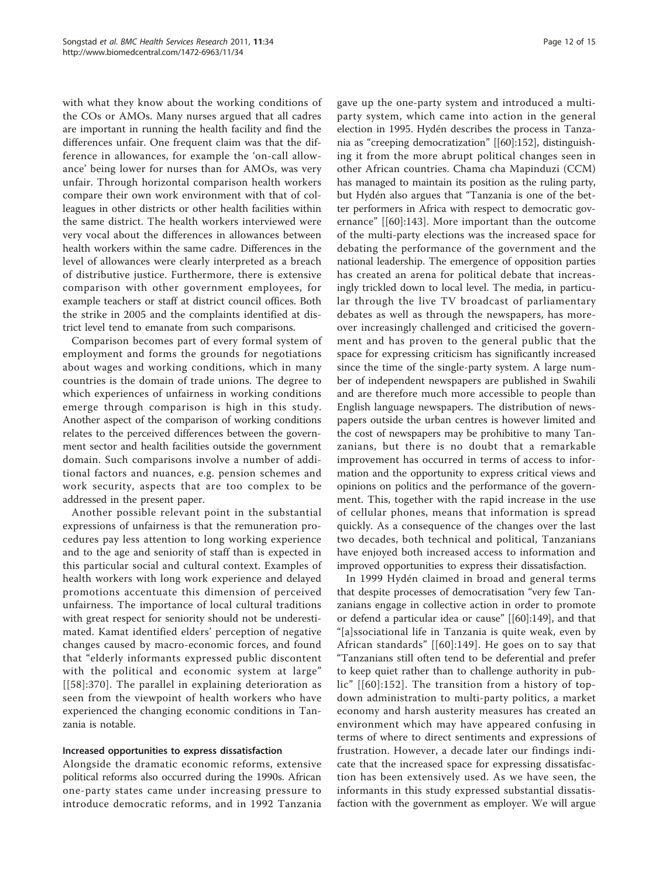with what they know about the working conditions of the COs or AMOs. Many nurses argued that all cadres are important in running the health facility and find the differences unfair. One frequent claim was that the difference in allowances, for example the 'on-call allowance' being lower for nurses than for AMOs, was very unfair. Through horizontal comparison health workers compare their own work environment with that of colleagues in other districts or other health facilities within the same district. The health workers interviewed were very vocal about the differences in allowances between health workers within the same cadre. Differences in the level of allowances were clearly interpreted as a breach of distributive justice. Furthermore, there is extensive comparison with other government employees, for example teachers or staff at district council offices. Both the strike in 2005 and the complaints identified at district level tend to emanate from such comparisons.

Comparison becomes part of every formal system of employment and forms the grounds for negotiations about wages and working conditions, which in many countries is the domain of trade unions. The degree to which experiences of unfairness in working conditions emerge through comparison is high in this study. Another aspect of the comparison of working conditions relates to the perceived differences between the government sector and health facilities outside the government domain. Such comparisons involve a number of additional factors and nuances, e.g. pension schemes and work security, aspects that are too complex to be addressed in the present paper.

Another possible relevant point in the substantial expressions of unfairness is that the remuneration procedures pay less attention to long working experience and to the age and seniority of staff than is expected in this particular social and cultural context. Examples of health workers with long work experience and delayed promotions accentuate this dimension of perceived unfairness. The importance of local cultural traditions with great respect for seniority should not be underestimated. Kamat identified elders' perception of negative changes caused by macro-economic forces, and found that "elderly informants expressed public discontent with the political and economic system at large" [[58]:370]. The parallel in explaining deterioration as seen from the viewpoint of health workers who have experienced the changing economic conditions in Tanzania is notable.

### Increased opportunities to express dissatisfaction

Alongside the dramatic economic reforms, extensive political reforms also occurred during the 1990s. African one-party states came under increasing pressure to introduce democratic reforms, and in 1992 Tanzania gave up the one-party system and introduced a multiparty system, which came into action in the general election in 1995. Hydén describes the process in Tanzania as "creeping democratization" [[60]:152], distinguishing it from the more abrupt political changes seen in other African countries. Chama cha Mapinduzi (CCM) has managed to maintain its position as the ruling party, but Hydén also argues that "Tanzania is one of the better performers in Africa with respect to democratic governance" [[60]:143]. More important than the outcome of the multi-party elections was the increased space for debating the performance of the government and the national leadership. The emergence of opposition parties has created an arena for political debate that increasingly trickled down to local level. The media, in particular through the live TV broadcast of parliamentary debates as well as through the newspapers, has moreover increasingly challenged and criticised the government and has proven to the general public that the space for expressing criticism has significantly increased since the time of the single-party system. A large number of independent newspapers are published in Swahili and are therefore much more accessible to people than English language newspapers. The distribution of newspapers outside the urban centres is however limited and the cost of newspapers may be prohibitive to many Tanzanians, but there is no doubt that a remarkable improvement has occurred in terms of access to information and the opportunity to express critical views and opinions on politics and the performance of the government. This, together with the rapid increase in the use of cellular phones, means that information is spread quickly. As a consequence of the changes over the last two decades, both technical and political, Tanzanians have enjoyed both increased access to information and improved opportunities to express their dissatisfaction.

In 1999 Hydén claimed in broad and general terms that despite processes of democratisation "very few Tanzanians engage in collective action in order to promote or defend a particular idea or cause" [[60]:149], and that "[a]ssociational life in Tanzania is quite weak, even by African standards" [[60]:149]. He goes on to say that "Tanzanians still often tend to be deferential and prefer to keep quiet rather than to challenge authority in public" [[60]:152]. The transition from a history of top-down administration to multi-party politics, a market economy and harsh austerity measures has created an environment which may have appeared confusing in terms of where to direct sentiments and expressions of frustration. However, a decade later our findings indicate that the increased space for expressing dissatisfaction has been extensively used. As we have seen, the informants in this study expressed substantial dissatisfaction with the government as employer. We will argue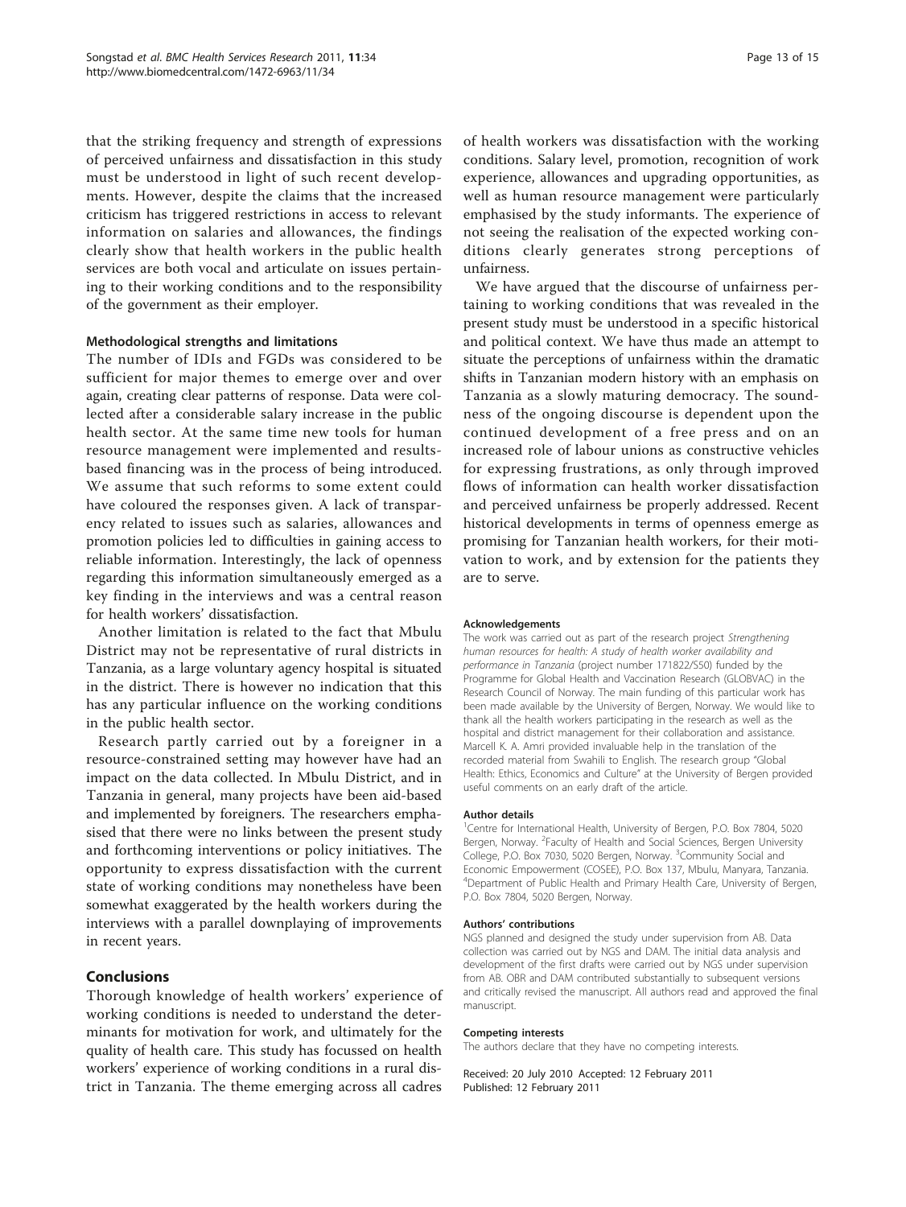that the striking frequency and strength of expressions of perceived unfairness and dissatisfaction in this study must be understood in light of such recent developments. However, despite the claims that the increased criticism has triggered restrictions in access to relevant information on salaries and allowances, the findings clearly show that health workers in the public health services are both vocal and articulate on issues pertaining to their working conditions and to the responsibility of the government as their employer.

#### Methodological strengths and limitations

The number of IDIs and FGDs was considered to be sufficient for major themes to emerge over and over again, creating clear patterns of response. Data were collected after a considerable salary increase in the public health sector. At the same time new tools for human resource management were implemented and results-based financing was in the process of being introduced. We assume that such reforms to some extent could have coloured the responses given. A lack of transparency related to issues such as salaries, allowances and promotion policies led to difficulties in gaining access to reliable information. Interestingly, the lack of openness regarding this information simultaneously emerged as a key finding in the interviews and was a central reason for health workers' dissatisfaction.

Another limitation is related to the fact that Mbulu District may not be representative of rural districts in Tanzania, as a large voluntary agency hospital is situated in the district. There is however no indication that this has any particular influence on the working conditions in the public health sector.

Research partly carried out by a foreigner in a resource-constrained setting may however have had an impact on the data collected. In Mbulu District, and in Tanzania in general, many projects have been aid-based and implemented by foreigners. The researchers emphasised that there were no links between the present study and forthcoming interventions or policy initiatives. The opportunity to express dissatisfaction with the current state of working conditions may nonetheless have been somewhat exaggerated by the health workers during the interviews with a parallel downplaying of improvements in recent years.

## Conclusions

Thorough knowledge of health workers' experience of working conditions is needed to understand the determinants for motivation for work, and ultimately for the quality of health care. This study has focussed on health workers' experience of working conditions in a rural district in Tanzania. The theme emerging across all cadres of health workers was dissatisfaction with the working conditions. Salary level, promotion, recognition of work experience, allowances and upgrading opportunities, as well as human resource management were particularly emphasised by the study informants. The experience of not seeing the realisation of the expected working conditions clearly generates strong perceptions of unfairness.

We have argued that the discourse of unfairness pertaining to working conditions that was revealed in the present study must be understood in a specific historical and political context. We have thus made an attempt to situate the perceptions of unfairness within the dramatic shifts in Tanzanian modern history with an emphasis on Tanzania as a slowly maturing democracy. The soundness of the ongoing discourse is dependent upon the continued development of a free press and on an increased role of labour unions as constructive vehicles for expressing frustrations, as only through improved flows of information can health worker dissatisfaction and perceived unfairness be properly addressed. Recent historical developments in terms of openness emerge as promising for Tanzanian health workers, for their motivation to work, and by extension for the patients they are to serve.

#### Acknowledgements

The work was carried out as part of the research project *Strengthening human resources for health: A study of health worker availability and performance in Tanzania* (project number 171822/S50) funded by the Programme for Global Health and Vaccination Research (GLOBVAC) in the Research Council of Norway. The main funding of this particular work has been made available by the University of Bergen, Norway. We would like to thank all the health workers participating in the research as well as the hospital and district management for their collaboration and assistance. Marcell K. A. Amri provided invaluable help in the translation of the recorded material from Swahili to English. The research group "Global Health: Ethics, Economics and Culture" at the University of Bergen provided useful comments on an early draft of the article.

#### Author details

[1]Centre for International Health, University of Bergen, P.O. Box 7804, 5020 Bergen, Norway. [2]Faculty of Health and Social Sciences, Bergen University College, P.O. Box 7030, 5020 Bergen, Norway. [3]Community Social and Economic Empowerment (COSEE), P.O. Box 137, Mbulu, Manyara, Tanzania. [4]Department of Public Health and Primary Health Care, University of Bergen, P.O. Box 7804, 5020 Bergen, Norway.

#### Authors' contributions

NGS planned and designed the study under supervision from AB. Data collection was carried out by NGS and DAM. The initial data analysis and development of the first drafts were carried out by NGS under supervision from AB. OBR and DAM contributed substantially to subsequent versions and critically revised the manuscript. All authors read and approved the final manuscript.

#### Competing interests

The authors declare that they have no competing interests.

Received: 20 July 2010 Accepted: 12 February 2011
Published: 12 February 2011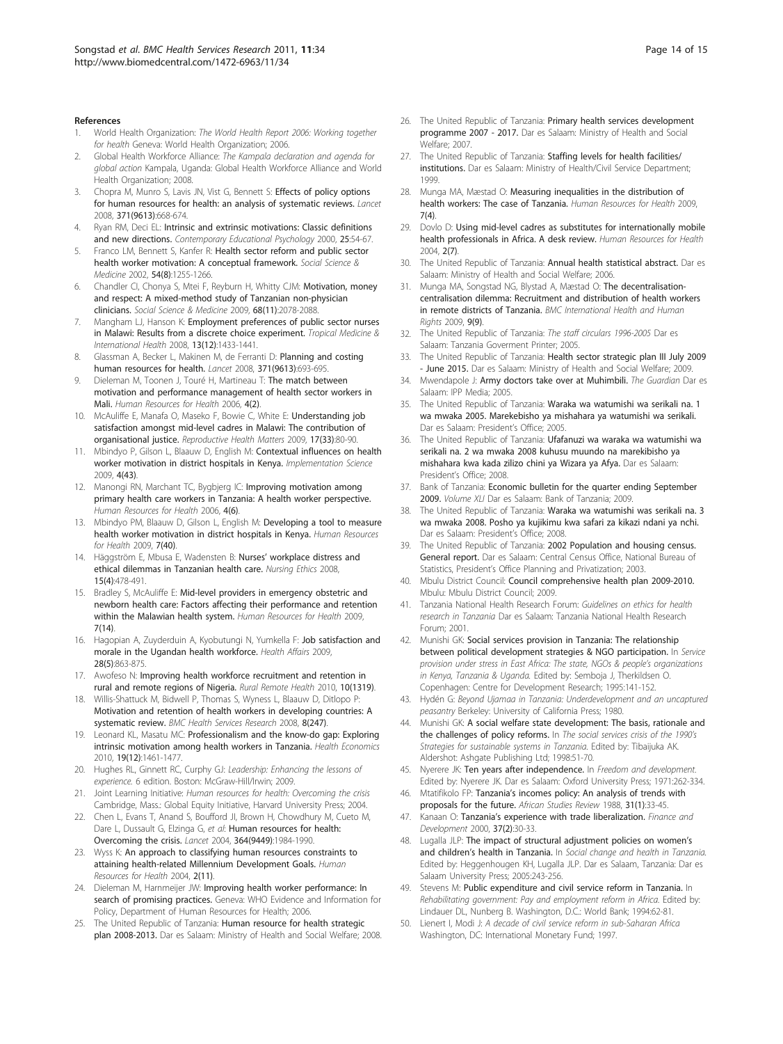## References

1. World Health Organization: *The World Health Report 2006: Working together for health* Geneva: World Health Organization; 2006.
2. Global Health Workforce Alliance: *The Kampala declaration and agenda for global action* Kampala, Uganda: Global Health Workforce Alliance and World Health Organization; 2008.
3. Chopra M, Munro S, Lavis JN, Vist G, Bennett S: **Effects of policy options for human resources for health: an analysis of systematic reviews.** *Lancet* 2008, **371(9613)**:668-674.
4. Ryan RM, Deci EL: **Intrinsic and extrinsic motivations: Classic definitions and new directions.** *Contemporary Educational Psychology* 2000, **25**:54-67.
5. Franco LM, Bennett S, Kanfer R: **Health sector reform and public sector health worker motivation: A conceptual framework.** *Social Science & Medicine* 2002, **54(8)**:1255-1266.
6. Chandler CI, Chonya S, Mtei F, Reyburn H, Whitty CJM: **Motivation, money and respect: A mixed-method study of Tanzanian non-physician clinicians.** *Social Science & Medicine* 2009, **68(11)**:2078-2088.
7. Mangham LJ, Hanson K: **Employment preferences of public sector nurses in Malawi: Results from a discrete choice experiment.** *Tropical Medicine & International Health* 2008, **13(12)**:1433-1441.
8. Glassman A, Becker L, Makinen M, de Ferranti D: **Planning and costing human resources for health.** *Lancet* 2008, **371(9613)**:693-695.
9. Dieleman M, Toonen J, Touré H, Martineau T: **The match between motivation and performance management of health sector workers in Mali.** *Human Resources for Health* 2006, **4(2)**.
10. McAuliffe E, Manafa O, Maseko F, Bowie C, White E: **Understanding job satisfaction amongst mid-level cadres in Malawi: The contribution of organisational justice.** *Reproductive Health Matters* 2009, **17(33)**:80-90.
11. Mbindyo P, Gilson L, Blaauw D, English M: **Contextual influences on health worker motivation in district hospitals in Kenya.** *Implementation Science* 2009, **4(43)**.
12. Manongi RN, Marchant TC, Bygbjerg IC: **Improving motivation among primary health care workers in Tanzania: A health worker perspective.** *Human Resources for Health* 2006, **4(6)**.
13. Mbindyo PM, Blaauw D, Gilson L, English M: **Developing a tool to measure health worker motivation in district hospitals in Kenya.** *Human Resources for Health* 2009, **7(40)**.
14. Häggström E, Mbusa E, Wadensten B: **Nurses' workplace distress and ethical dilemmas in Tanzanian health care.** *Nursing Ethics* 2008, **15(4)**:478-491.
15. Bradley S, McAuliffe E: **Mid-level providers in emergency obstetric and newborn health care: Factors affecting their performance and retention within the Malawian health system.** *Human Resources for Health* 2009, **7(14)**.
16. Hagopian A, Zuyderduin A, Kyobutungi N, Yumkella F: **Job satisfaction and morale in the Ugandan health workforce.** *Health Affairs* 2009, **28(5)**:863-875.
17. Awofeso N: **Improving health workforce recruitment and retention in rural and remote regions of Nigeria.** *Rural Remote Health* 2010, **10(1319)**.
18. Willis-Shattuck M, Bidwell P, Thomas S, Wyness L, Blaauw D, Ditlopo P: **Motivation and retention of health workers in developing countries: A systematic review.** *BMC Health Services Research* 2008, **8(247)**.
19. Leonard KL, Masatu MC: **Professionalism and the know-do gap: Exploring intrinsic motivation among health workers in Tanzania.** *Health Economics* 2010, **19(12)**:1461-1477.
20. Hughes RL, Ginnett RC, Curphy GJ: *Leadership: Enhancing the lessons of experience.* 6 edition. Boston: McGraw-Hill/Irwin; 2009.
21. Joint Learning Initiative: *Human resources for health: Overcoming the crisis* Cambridge, Mass.: Global Equity Initiative, Harvard University Press; 2004.
22. Chen L, Evans T, Anand S, Boufford JI, Brown H, Chowdhury M, Cueto M, Dare L, Dussault G, Elzinga G, *et al*: **Human resources for health: Overcoming the crisis.** *Lancet* 2004, **364(9449)**:1984-1990.
23. Wyss K: **An approach to classifying human resources constraints to attaining health-related Millennium Development Goals.** *Human Resources for Health* 2004, **2(11)**.
24. Dieleman M, Harnmeijer JW: **Improving health worker performance: In search of promising practices.** Geneva: WHO Evidence and Information for Policy, Department of Human Resources for Health; 2006.
25. The United Republic of Tanzania: **Human resource for health strategic plan 2008-2013.** Dar es Salaam: Ministry of Health and Social Welfare; 2008.
26. The United Republic of Tanzania: **Primary health services development programme 2007 - 2017.** Dar es Salaam: Ministry of Health and Social Welfare; 2007.
27. The United Republic of Tanzania: **Staffing levels for health facilities/ institutions.** Dar es Salaam: Ministry of Health/Civil Service Department; 1999.
28. Munga MA, Mæstad O: **Measuring inequalities in the distribution of health workers: The case of Tanzania.** *Human Resources for Health* 2009, **7(4)**.
29. Dovlo D: **Using mid-level cadres as substitutes for internationally mobile health professionals in Africa. A desk review.** *Human Resources for Health* 2004, **2(7)**.
30. The United Republic of Tanzania: **Annual health statistical abstract.** Dar es Salaam: Ministry of Health and Social Welfare; 2006.
31. Munga MA, Songstad NG, Blystad A, Mæstad O: **The decentralisation-centralisation dilemma: Recruitment and distribution of health workers in remote districts of Tanzania.** *BMC International Health and Human Rights* 2009, **9(9)**.
32. The United Republic of Tanzania: *The staff circulars 1996-2005* Dar es Salaam: Tanzania Goverment Printer; 2005.
33. The United Republic of Tanzania: **Health sector strategic plan III July 2009 - June 2015.** Dar es Salaam: Ministry of Health and Social Welfare; 2009.
34. Mwendapole J: **Army doctors take over at Muhimbili.** *The Guardian* Dar es Salaam: IPP Media; 2005.
35. The United Republic of Tanzania: **Waraka wa watumishi wa serikali na. 1 wa mwaka 2005. Marekebisho ya mishahara ya watumishi wa serikali.** Dar es Salaam: President's Office; 2005.
36. The United Republic of Tanzania: **Ufafanuzi wa waraka wa watumishi wa serikali na. 2 wa mwaka 2008 kuhusu muundo na marekebisho ya mishahara kwa kada zilizo chini ya Wizara ya Afya.** Dar es Salaam: President's Office; 2008.
37. Bank of Tanzania: **Economic bulletin for the quarter ending September 2009.** *Volume XLI* Dar es Salaam: Bank of Tanzania; 2009.
38. The United Republic of Tanzania: **Waraka wa watumishi was serikali na. 3 wa mwaka 2008. Posho ya kujikimu kwa safari za kikazi ndani ya nchi.** Dar es Salaam: President's Office; 2008.
39. The United Republic of Tanzania: **2002 Population and housing census. General report.** Dar es Salaam: Central Census Office, National Bureau of Statistics, President's Office Planning and Privatization; 2003.
40. Mbulu District Council: **Council comprehensive health plan 2009-2010.** Mbulu: Mbulu District Council; 2009.
41. Tanzania National Health Research Forum: *Guidelines on ethics for health research in Tanzania* Dar es Salaam: Tanzania National Health Research Forum; 2001.
42. Munishi GK: **Social services provision in Tanzania: The relationship between political development strategies & NGO participation.** In *Service provision under stress in East Africa: The state, NGOs & people's organizations in Kenya, Tanzania & Uganda.* Edited by: Semboja J, Therkildsen O. Copenhagen: Centre for Development Research; 1995:141-152.
43. Hydén G: *Beyond Ujamaa in Tanzania: Underdevelopment and an uncaptured peasantry* Berkeley: University of California Press; 1980.
44. Munishi GK: **A social welfare state development: The basis, rationale and the challenges of policy reforms.** In *The social services crisis of the 1990's Strategies for sustainable systems in Tanzania.* Edited by: Tibaijuka AK. Aldershot: Ashgate Publishing Ltd; 1998:51-70.
45. Nyerere JK: **Ten years after independence.** In *Freedom and development.* Edited by: Nyerere JK. Dar es Salaam: Oxford University Press; 1971:262-334.
46. Mtatifikolo FP: **Tanzania's incomes policy: An analysis of trends with proposals for the future.** *African Studies Review* 1988, **31(1)**:33-45.
47. Kanaan O: **Tanzania's experience with trade liberalization.** *Finance and Development* 2000, **37(2)**:30-33.
48. Lugalla JLP: **The impact of structural adjustment policies on women's and children's health in Tanzania.** In *Social change and health in Tanzania.* Edited by: Heggenhougen KH, Lugalla JLP. Dar es Salaam, Tanzania: Dar es Salaam University Press; 2005:243-256.
49. Stevens M: **Public expenditure and civil service reform in Tanzania.** In *Rehabilitating government: Pay and employment reform in Africa.* Edited by: Lindauer DL, Nunberg B. Washington, D.C.: World Bank; 1994:62-81.
50. Lienert I, Modi J: *A decade of civil service reform in sub-Saharan Africa* Washington, DC: International Monetary Fund; 1997.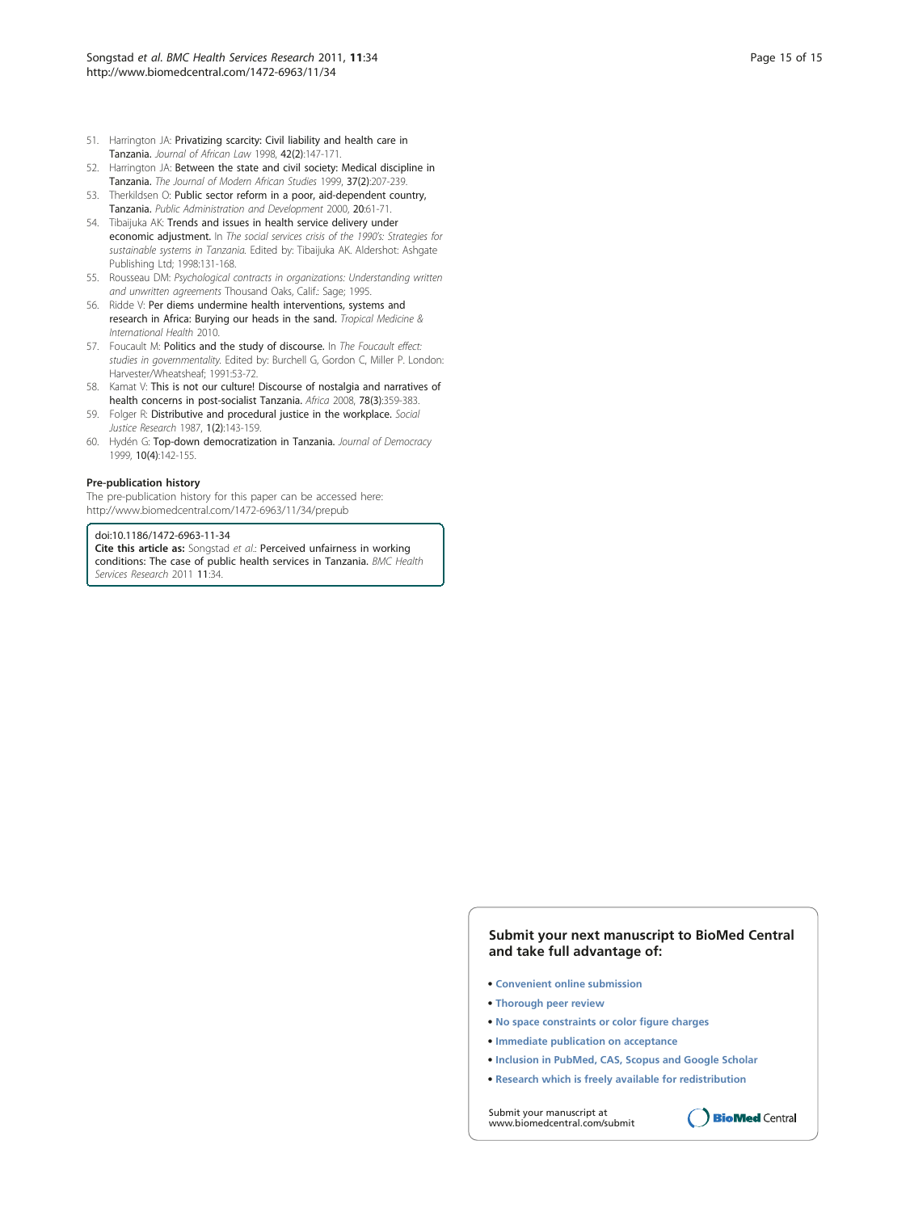51. Harrington JA: **Privatizing scarcity: Civil liability and health care in Tanzania.** *Journal of African Law* 1998, **42(2)**:147-171.
52. Harrington JA: **Between the state and civil society: Medical discipline in Tanzania.** *The Journal of Modern African Studies* 1999, **37(2)**:207-239.
53. Therkildsen O: **Public sector reform in a poor, aid-dependent country, Tanzania.** *Public Administration and Development* 2000, **20**:61-71.
54. Tibaijuka AK: **Trends and issues in health service delivery under economic adjustment.** In *The social services crisis of the 1990's: Strategies for sustainable systems in Tanzania.* Edited by: Tibaijuka AK. Aldershot: Ashgate Publishing Ltd; 1998:131-168.
55. Rousseau DM: *Psychological contracts in organizations: Understanding written and unwritten agreements* Thousand Oaks, Calif.: Sage; 1995.
56. Ridde V: **Per diems undermine health interventions, systems and research in Africa: Burying our heads in the sand.** *Tropical Medicine & International Health* 2010.
57. Foucault M: **Politics and the study of discourse.** In *The Foucault effect: studies in governmentality.* Edited by: Burchell G, Gordon C, Miller P. London: Harvester/Wheatsheaf; 1991:53-72.
58. Kamat V: **This is not our culture! Discourse of nostalgia and narratives of health concerns in post-socialist Tanzania.** *Africa* 2008, **78(3)**:359-383.
59. Folger R: **Distributive and procedural justice in the workplace.** *Social Justice Research* 1987, **1(2)**:143-159.
60. Hydén G: **Top-down democratization in Tanzania.** *Journal of Democracy* 1999, **10(4)**:142-155.

### Pre-publication history

The pre-publication history for this paper can be accessed here:
http://www.biomedcentral.com/1472-6963/11/34/prepub

doi:10.1186/1472-6963-11-34

**Cite this article as:** Songstad *et al.*: Perceived unfairness in working conditions: The case of public health services in Tanzania. *BMC Health Services Research* 2011 **11**:34.

**Submit your next manuscript to BioMed Central and take full advantage of:**

- **Convenient online submission**
- **Thorough peer review**
- **No space constraints or color figure charges**
- **Immediate publication on acceptance**
- **Inclusion in PubMed, CAS, Scopus and Google Scholar**
- **Research which is freely available for redistribution**

Submit your manuscript at
www.biomedcentral.com/submit

BioMed Central